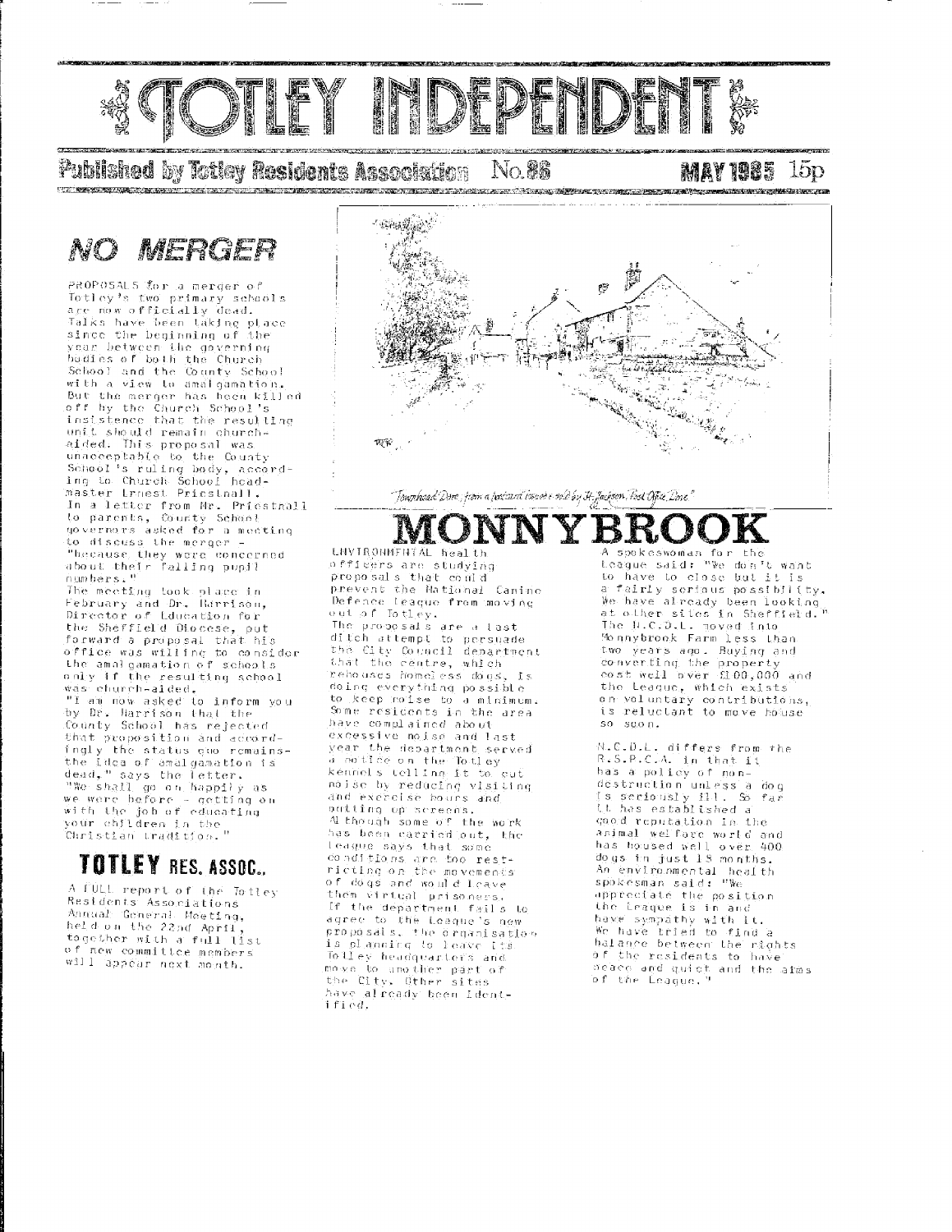# TOTLEY INDEPENDENT

Published by Totley Residents Association No.86 MAY 1985 15p

## NO MERGER

PROPOSALS for a merger of Totley's two primary schools are now officially dead. Talks have been taking place since the beginning of the year between the governing bodies of both the Church School and the County School with a view to amalgamation. But the merger has been killed off by the Church School's insistence that the resulting unit should remain church-aided. This proposal was unacceptable to the County School's ruling body, according to Church School headmaster Ernest Priestnall. In a letter from Mr. Priestnall to parents, County School governors asked for a meeting to discuss the merger - "because they were concerned about their falling pupil numbers."

The meeting took place in February and Dr. Harrison, Director of Education for the Sheffield Diocese, put forward a proposal that his office was willing to consider the amalgamation of schools only if the resulting school was church-aided.

"I am now asked to inform you by Dr. Harrison that the County School has rejected that proposition and accordingly the status quo remains-the idea of amalgamation is dead," says the letter. "We shall go on happily as we were before - getting on with the job of educating your children in the Christian tradition."

## TOTLEY RES. ASSOC.

A FULL report of the Totley Residents Associations Annual General Meeting, held on the 22nd April, together with a full list of new committee members will appear next month.

*Townhead Dore, from a postcard issued by H. Jackson, Post Office, Dore.*

## MONNYBROOK

ENVIRONMENTAL health officers are studying proposals that could prevent the National Canine Defence League from moving out of Totley.

The proposals are a last ditch attempt to persuade the City Council department that the centre, which rehouses homeless dogs, is doing everything possible to keep noise to a minimum. Some residents in the area have complained about excessive noise and last year the department served a notice on the Totley kennels telling it to cut noise by reducing visiting and exercise hours and putting up screens.

Although some of the work has been carried out, the League says that some conditions are too restricting on the movements of dogs and would leave them virtual prisoners. If the department fails to agree to the League's new proposals, the organisation is planning to leave its Totley headquarters and move to another part of the City. Other sites have already been identified.

A spokeswoman for the League said: "We don't want to have to close but it is a fairly serious possibility. We have already been looking at other sites in Sheffield." The N.C.D.L. moved into Monnybrook Farm less than two years ago. Buying and converting the property cost well over £100,000 and the League, which exists on voluntary contributions, is reluctant to move house so soon.

N.C.D.L. differs from the R.S.P.C.A. in that it has a policy of non-destruction unless a dog is seriously ill. So far it has established a good reputation in the animal welfare world and has housed well over 400 dogs in just 18 months. An environmental health spokesman said: "We appreciate the position the League is in and have sympathy with it. We have tried to find a balance between the rights of the residents to have peace and quiet and the aims of the League."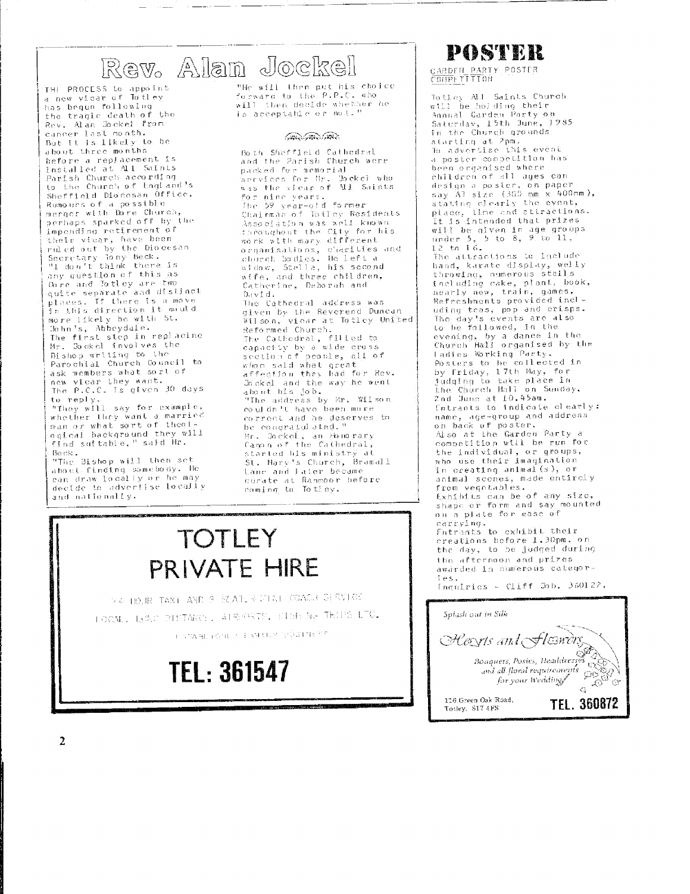# Rev. Alan Jockel

THE PROCESS to appoint a new vicar of Totley has begun following the tragic death of the Rev. Alan Jockel from cancer last month. But it is likely to be about three months before a replacement is installed at All Saints Parish Church according to the Church of England's Sheffield Diocesan Office. Rumours of a possible merger with Dore Church, perhaps sparked off by the impending retirement of their vicar, have been ruled out by the Diocesan Secretary Tony Beck. "I don't think there is any question of this as Dore and Totley are two quite separate and distinct places. If there is a move in this direction it would more likely be with St. John's, Abbeydale."

The first step in replacing Mr. Jockel involves the Bishop writing to the Parochial Church Council to ask members what sort of new vicar they want. The P.C.C. is given 30 days to reply.

"They will say for example, whether they want a married man or what sort of theological background they will find suitable," said Mr. Beck.

"The Bishop will then set about finding somebody. He can draw locally or he may decide to advertise locally and nationally.

"He will then put his choice forward to the P.P.C. who will then decide whether he is acceptable or not."

Both Sheffield Cathedral and the Parish Church were packed for memorial services for Mr. Jockel who was the vicar of All Saints for nine years.

The 59 year-old former Chairman of Totley Residents Association was well known throughout the City for his work with many different organisations, charities and church bodies. He left a widow, Stella, his second wife, and three children, Catherine, Deborah and David.

The Cathedral address was given by the Reverend Duncan Wilson, vicar at Totley United Reformed Church.

The Cathedral, filled to capacity by a wide cross section of people, all of whom said what great affection they had for Rev. Jockel and the way he went about his job.

"The address by Mr. Wilson couldn't have been more correct and he deserves to be congratulated."

Mr. Jockel, an Honorary Canon of the Cathedral, started his ministry at St. Mary's Church, Bramall Lane and later became curate at Ranmoor before coming to Totley.

# POSTER

GARDEN PARTY POSTER COMPETITION

Totley All Saints Church will be holding their Annual Garden Party on Saturday, 15th June, 1985 in the Church grounds starting at 2pm.

To advertise this event a poster competition has been organised where children of all ages can design a poster, on paper say A3 size (300 mm x 400mm), stating clearly the event, place, time and attractions. It is intended that prizes will be given in age groups under 5, 5 to 8, 9 to 11, 12 to 16.

The attractions to include band, karate display, welly throwing, numerous stalls including cake, plant, book, nearly new, train, games. Refreshments provided including teas, pop and crisps. The day's events are also to be followed, in the evening, by a dance in the Church Hall organised by the Ladies Working Party.

Posters to be collected in by Friday, 17th May, for judging to take place in the Church Hall on Sunday, 2nd June at 10.45am. Entrants to indicate clearly: name, age-group and address on back of poster.

Also at the Garden Party a competition will be run for the individual, or groups, who use their imagination in creating animal(s), or animal scenes, made entirely from vegetables. Exhibits can be of any size, shape or form and say mounted on a plate for ease of carrying. Entrants to exhibit their creations before 1.30pm. on the day, to be judged during the afternoon and prizes awarded in numerous categories.

Inquiries - Cliff Job, 360127.

---

## TOTLEY PRIVATE HIRE

24 HOUR TAXI AND 8 SEATER MINI COACH SERVICE

LOCAL, LONG DISTANCE, AIRPORTS, FISHING TRIPS ETC.

ESTABLISHED FAMILY BUSINESS

**TEL: 361547**

---

*Splash out in Silk*

*Hearts and Flowers*

*Bouquets, Posies, Headdresses and all floral requirements for your Wedding*

116 Green Oak Road, Totley, S17 4FS

**TEL. 360872**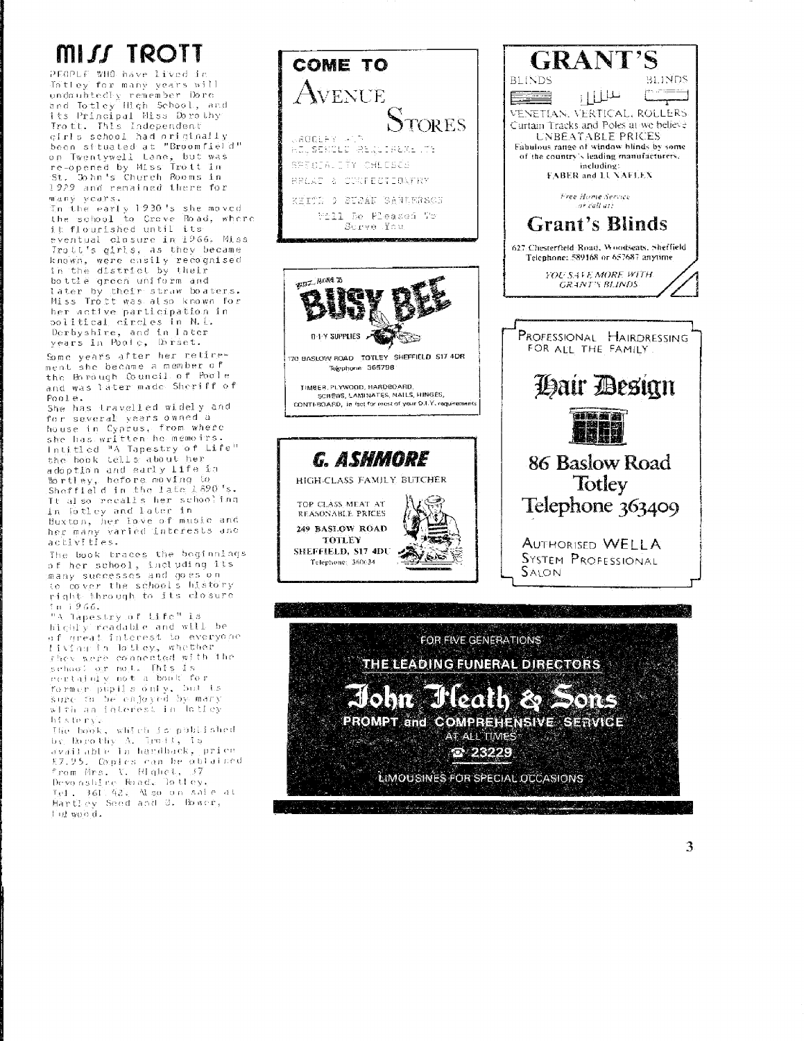# MISS TROTT

PEOPLE WHO have lived in Totley for many years will undoubtedly remember Dore and Totley High School, and its Principal Miss Dorothy Trott. This independent girls school had originally been situated at "Broomfield" on Twentywell Lane, but was re-opened by Miss Trott in St. John's Church Rooms in 1929 and remained there for many years.

In the early 1930's she moved the school to Grove Road, where it flourished until its eventual closure in 1966. Miss Trott's girls, as they became known, were easily recognised in the district by their bottle green uniform and later by their straw boaters. Miss Trott was also known for her active participation in political circles in N.E. Derbyshire, and in later years in Poole, Dorset.

Some years after her retirement she became a member of the Borough Council of Poole and was later made Sheriff of Poole.

She has travelled widely and for several years owned a house in Cyprus, from where she has written he memoirs. Intitled "A Tapestry of Life" the book tells about her adoption and early life in Wortley, before moving to Sheffield in the late 1890's. It also recalls her schooling in Totley and later in Buxton, her love of music and her many varied interests and activities.

The book traces the beginnings of her school, including its many successes and goes on to cover the schools history right through to its closure in 1966.

"A Tapestry of Life" is highly readable and will be of great interest to everyone living in Totley, whether they were connected with the school or not. This is certainly not a book for former pupils only, but is sure to be enjoyed by many with an interest in Totley history.

The book, which is published by Dorothy A. Trott, is available in hardback, price £7.95. Copies can be obtained from Mrs. V. Highet, 37 Devonshire Road, Totley. Tel. 361 42. Also on sale at Hartley Seed and J. Bower, Ingwood.

---

**COME TO**

**AVENUE STORES**

GROCERY AND HOUSEHOLD REQUIREMENTS

SPECIALITY CHEESES

BREAD & CONFECTIONERY

KEITH & SUSAN SANDERSON

Will be Pleased To Serve You

---

BUZZ ROUND TO

**BUSY BEE**

D-I-Y SUPPLIES

170 BASLOW ROAD TOTLEY SHEFFIELD S17 4DR

Telephone 365798

TIMBER, PLYWOOD, HARDBOARD, SCREWS, LAMINATES, NAILS, HINGES, CONTI-BOARD, in fact for most of your D.I.Y. requirements

---

**G. ASHMORE**

HIGH-CLASS FAMILY BUTCHER

TOP CLASS MEAT AT REASONABLE PRICES

249 BASLOW ROAD TOTLEY SHEFFIELD, S17 4DU

Telephone: 360634

---

**GRANT'S**

BLINDS BLINDS

VENETIAN, VERTICAL, ROLLERS

Curtain Tracks and Poles at we believe UNBEATABLE PRICES

Fabulous range of window blinds by some of the country's leading manufacturers, including: FABER and LUXAFLEX

*Free Home Service or call at:*

**Grant's Blinds**

627 Chesterfield Road, Woodseats, Sheffield

Telephone: 589168 or 557687 anytime

*YOU SAVE MORE WITH GRANT'S BLINDS*

---

PROFESSIONAL HAIRDRESSING FOR ALL THE FAMILY

**Hair Design**

86 Baslow Road
Totley
Telephone 363409

AUTHORISED WELLA SYSTEM PROFESSIONAL SALON

---

FOR FIVE GENERATIONS

THE LEADING FUNERAL DIRECTORS

**John Heath & Sons**

PROMPT and COMPREHENSIVE SERVICE AT ALL TIMES

☎ 23229

LIMOUSINES FOR SPECIAL OCCASIONS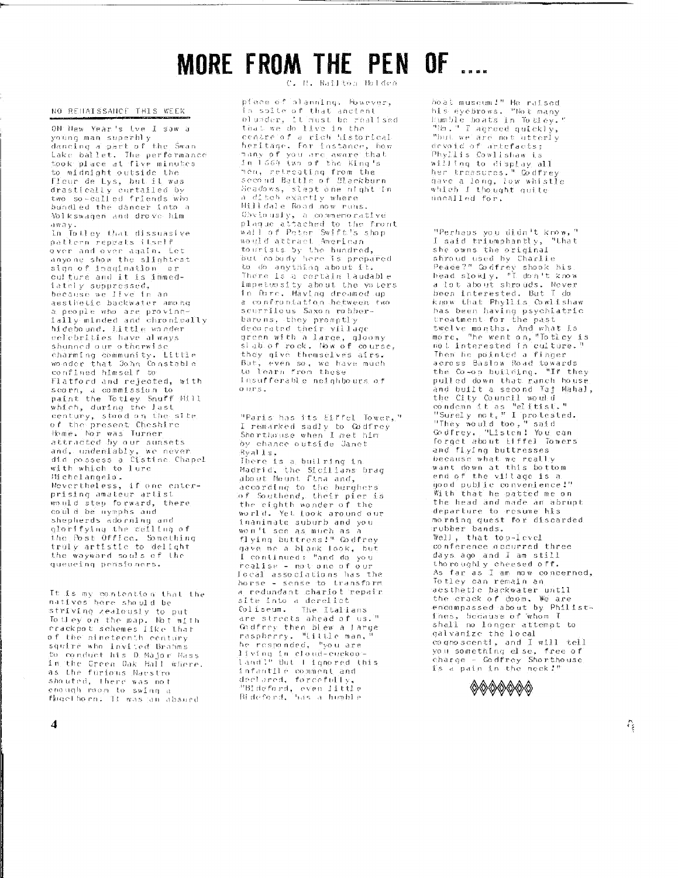# MORE FROM THE PEN OF ....

C. H. Railton Holden

## NO RENAISSANCE THIS WEEK

ON New Year's Eve I saw a young man superbly dancing a part of the Swan Lake ballet. The performance took place at five minutes to midnight outside the Fleur de Lys, but it was drastically curtailed by two so-called friends who bundled the dancer into a Volkswagen and drove him away.

In Totley that dissuasive pattern repeats itself over and over again. Let anyone show the slightest sign of imagination or culture and it is immediately suppressed, because we live in an aesthetic backwater among a people who are provincially minded and chronically hidebound. Little wonder celebrities have always shunned our otherwise charming community. Little wonder that John Constable confined himself to Flatford and rejected, with scorn, a commission to paint the Totley Snuff Mill which, during the last century, stood on the site of the present Cheshire Home. Nor was Turner attracted by our sunsets and, undeniably, we never did possess a Sistine Chapel with which to lure Michelangelo.

Nevertheless, if one enterprising amateur artist would step forward, there could be nymphs and shepherds adorning and glorifying the ceiling of the Post Office. Something truly artistic to delight the wayward souls of the queueing pensioners.

It is my contention that the natives here should be striving zealously to put Totley on the map. Not with crackpot schemes like that of the nineteenth century squire who invited Brahms to conduct his D Major Mass in the Green Oak Hall where, as the furious Maestro shouted, there was not enough room to swing a flugelhorn. It was an absurd piece of planning. However, in spite of that ancient blunder, it must be realised that we do live in the centre of a rich historical heritage. For instance, how many of you are aware that in 1664 two of the King's men, retreating from the second Battle of Blackburn Meadows, slept one night in a ditch exactly where Hilldale Road now runs. Obviously, a commemorative plaque attached to the front wall of Peter Swift's shop would attract American tourists by the hundred, but nobody here is prepared to do anything about it. There is a certain laudable impetuosity about the voters in Dore. Having dreamed up a confrontation between two scurrilous Saxon robber-barons, they promptly decorated their village green with a large, gloomy slab of rock. Now of course, they give themselves airs. But, even so, we have much to learn from these insufferable neighbours of ours.

"Paris has its Eiffel Tower," I remarked sadly to Godfrey Shorthouse when I met him by chance outside Janet Ryalls.

There is a bullring in Madrid, the Sicilians brag about Mount Etna and, according to the burghers of Southend, their pier is the eighth wonder of the world. Yet look around our inanimate suburb and you won't see as much as a flying buttress!" Godfrey gave me a blank look, but I continued: "and do you realise - not one of our local associations has the horse - sense to transform a redundant chariot repair site into a derelict Coliseum. The Italians are streets ahead of us." Godfrey then blew a large raspberry. "Little man," he responded, "you are living in cloud-cuckoo-land!" But I ignored this infantile comment and declared, forcefully, "Bideford, even little Bideford, has a humble boat museum!" He raised his eyebrows. "Not many humble boats in Totley." "No," I agreed quickly, "but we are not utterly devoid of artefacts: Phyllis Cowlishaw is willing to display all her treasures." Godfrey gave a long, low whistle which I thought quite uncalled for.

"Perhaps you didn't know," I said triumphantly, "that she owns the original shroud used by Charlie Peace?" Godfrey shook his head slowly. "I don't know a lot about shrouds. Never been interested. But I do know that Phyllis Cowlishaw has been having psychiatric treatment for the past twelve months. And what is more, "he went on, "Totley is not interested in culture." Then he pointed a finger across Baslow Road towards the Co-op building. "If they pulled down that ranch house and built a second Taj Mahal, the City Council would condemn it as "elitist." "Surely not," I protested. "They would too," said Godfrey. "Listen! You can forget about Eiffel Towers and flying buttresses because what we really want down at this bottom end of the village is a good public convenience!" With that he patted me on the head and made an abrupt departure to resume his morning quest for discarded rubber bands.

Well, that top-level conference occurred three days ago and I am still thoroughly cheesed off. As far as I am now concerned, Totley can remain an aesthetic backwater until the crack of doom. We are encompassed about by Philistines, because of whom I shall no longer attempt to galvanize the local cognoscenti, and I will tell you something else, free of charge - Godfrey Shorthouse is a pain in the neck!"

◊◊◊◊◊◊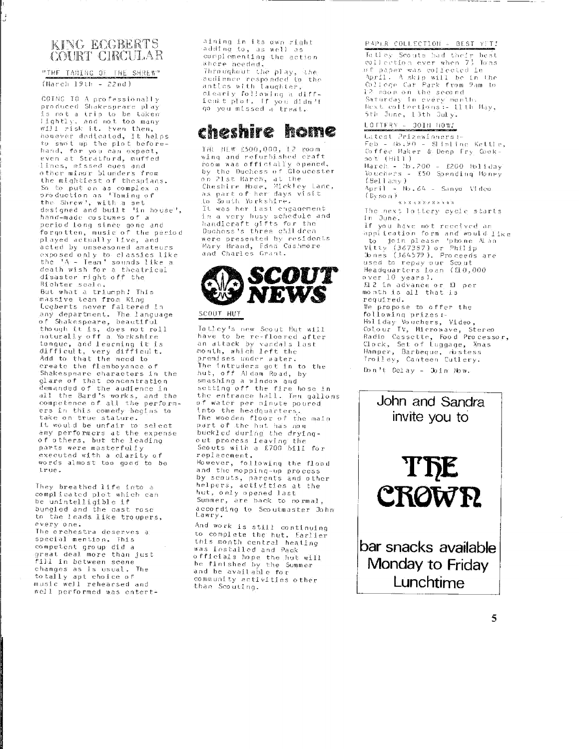# KING ECGBERTS COURT CIRCULAR

## "THE TAMING OF THE SHREW"

(March 19th - 22nd)

GOING TO A professionally produced Shakespeare play is not a trip to be taken lightly, and not too many will risk it. Even then, however dedicated, it helps to swot up the plot beforehand, for you can expect, even at Stratford, muffed lines, missed cues and other minor blunders from the mightiest of thespians. So to put on as complex a production as 'Taming of the Shrew', with a set designed and built 'in house', hand-made costumes of a period long since gone and forgotten, music of the period played actually live, and acted by unseasoned amateurs exposed only to classics like the 'A - Team' sounds like a death wish for a theatrical disaster right off the Richter scale.

But what a triumph! This massive team from King Ecgberts never faltered in any department. The language of Shakespeare, beautiful though it is, does not roll naturally off a Yorkshire tongue, and learning it is difficult, very difficult. Add to that the need to create the flamboyance of Shakespeare characters in the glare of that concentration demanded of the audience in all the Bard's works, and the competence of all the performers in this comedy begins to take on true stature.

It would be unfair to select any performers at the expense of others, but the leading parts were masterfully executed with a clarity of words almost too good to be true.

They breathed life into a complicated plot which can be unintelligible if bungled and the cast rose to the leads like troupers, every one.

The orchestra deserves a special mention. This competent group did a great deal more than just fill in between scene changes as is usual. The totally apt choice of music well rehearsed and well performed was entertaining in its own right adding to, as well as complementing the action where needed.

Throughout the play, the audience responded to the antics with laughter, clearly following a difficult plot. If you didn't go you missed a treat.

# cheshire home

THE NEW £500,000, 12 room wing and refurbished craft room was officially opened, by the Duchess of Gloucester on 21st March, at the Cheshire Home, Mickley Lane, as part of her days visit to South Yorkshire.

It was her last engagement in a very busy schedule and handicraft gifts for the Duchess's three children were presented by residents Mary Brand, Edna Cashmore and Charles Grant.

# SCOUT NEWS

## SCOUT HUT

Totley's new Scout Hut will have to be re-floored after an attack by vandals last month, which left the premises under water.

The intruders got in to the hut, off Aldam Road, by smashing a window and setting off the fire hose in the entrance hall. Ten gallons of water per minute poured into the headquarters.

The wooden floor of the main part of the hut has now buckled during the drying-out process leaving the Scouts with a £700 bill for replacement.

However, following the flood and the mopping-up process by scouts, parents and other helpers, activities at the hut, only opened last Summer, are back to normal, according to Scoutmaster John Lawry.

And work is still continuing to complete the hut. Earlier this month central heating was installed and Pack officials hope the hut will be finished by the Summer and be available for community activities other than Scouting.

## PAPER COLLECTION - BEST YET!

Totley Scouts had their best collection ever when 7½ Tons of paper was collected in April. A skip will be in the College Car Park from 9am to 12 noon on the second Saturday in every month. Next collections:- 11th May, 5th June, 13th July.

## LOTTERY - JOIN NOW!

Latest Prizewinners:-

Feb - No.90 - Slimline Kettle, Coffee Maker & Deep Fry Cookpot (Hill)

March - No.200 - £200 Holiday Vouchers - £50 Spending Money (Bellamy)

April - No.64 - Sanyo Video (Dyson)

xxxxxxxxxxxx

The next lottery cycle starts in June.

If you have not received an application form and would like to join please 'phone Alan Vitty (367357) or Philip Jones (364379). Proceeds are used to repay our Scout Headquarters Loan (£10,000 over 10 years).

£12 in advance or £1 per month is all that is required.

We propose to offer the following prizes:-

Holiday Vouchers, Video, Colour TV, Microwave, Stereo Radio Cassette, Food Processor, Clock, Set of Luggage, Xmas Hamper, Barbeque, Hostess Trolley, Canteen Cutlery.

Don't Delay - Join Now.

John and Sandra invite you to

**THE CROWN**

bar snacks available Monday to Friday Lunchtime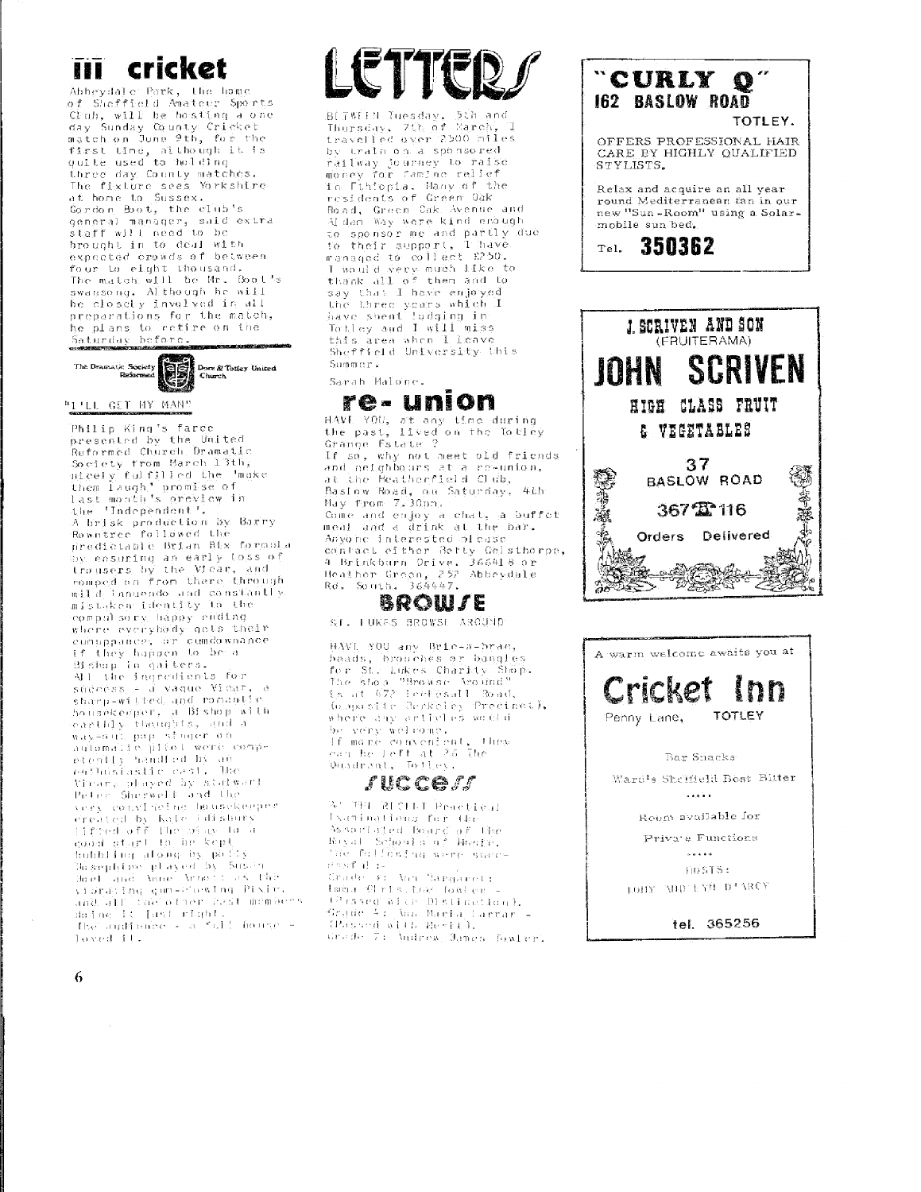# III cricket

Abbeydale Park, the home of Sheffield Amateur Sports Club, will be hosting a one day Sunday County Cricket match on June 9th, for the first time, although it is quite used to holding three day County matches. The fixture sees Yorkshire at home to Sussex. Gordon Boot, the club's general manager, said extra staff will need to be brought in to deal with expected crowds of between four to eight thousand. The match will be Mr. Boot's swansong. Although he will be closely involved in all preparations for the match, he plans to retire on the Saturday before.

The Dramatic Society Reformed — Dore & Totley United Church

## "I'LL GET MY MAN"

Philip King's farce presented by the United Reformed Church Dramatic Society from March 13th, nicely fulfilled the 'make them laugh' promise of last month's preview in the 'Independent'. A brisk production by Barry Rowntree followed the predictable Brian Rix formula by ensuring an early loss of trousers by the Vicar, and romped on from there through mild innuendo and constantly mistaken identity to the compulsory happy ending where everybody gets their cunuppance, or cumdownance if they happen to be a Bishop in gaiters. All the ingredients for success - a vague Vicar, a sharp-witted and romantic housekeeper, a Bishop with earthly thoughts, and a way-out pop singer on automatic pilot were competently handled by an enthusiastic cast. The Vicar, played by stalwart Peter Sherwell and the very convincing housekeeper created by Kate Lidsbury lifted off the play to a good start to be kept bubbling along by pretty Josephine played by Susan Noel and Anne Arnott as the stimulating gum-chewing Pixie, and all the other cast members doing it just right. The audience - a full house - loved it.

# LETTERS

BETWEEN Tuesday, 5th and Thursday, 7th of March, I travelled over 2500 miles by train on a sponsored railway journey to raise money for famine relief in Ethiopia. Many of the residents of Green Oak Road, Green Oak Avenue and Aldam Way were kind enough to sponsor me and partly due to their support, I have managed to collect £250. I would very much like to thank all of them and to say that I have enjoyed the three years which I have spent lodging in Totley and I will miss this area when I leave Sheffield University this Summer.

Sarah Malone.

# re-union

HAVE YOU, at any time during the past, lived on the Totley Grange Estate ? If so, why not meet old friends and neighbours at a re-union, at the Heatherfield Club, Baslow Road, on Saturday, 4th May from 7.30pm. Come and enjoy a chat, a buffet meal and a drink at the bar. Anyone interested please contact either Betty Gelsthorpe, 4 Brinkburn Drive. 366418 or Heather Green, 257 Abbeydale Rd. South. 364447.

# BROWSE

ST. LUKES BROWSE AROUND

HAVE YOU any Bric-a-brac, beads, brooches or bangles for St. Lukes Charity Shop. The shop "Browse Around" is at 472 Ecclesall Road, (opposite Berkeley Precinct), where any articles would be very welcome. If more convenient, they can be left at 26 The Quadrant, Totley.

# success

AT THE RECENT Practical Examinations for the Associated Board of the Royal Schools of Music, the following were successful :-
Grade 3: Ann Margaret; Emma Christine Fowler - (Passed with Distinction). Grade 4: Ann Maria Farrar - (Passed with Merit). Grade 7: Andrew James Fowler.

---

## "CURLY Q"
**162 BASLOW ROAD**
TOTLEY.

OFFERS PROFESSIONAL HAIR CARE BY HIGHLY QUALIFIED STYLISTS.

Relax and acquire an all year round Mediterranean tan in our new "Sun-Room" using a Solar-mobile sun bed.

Tel. **350362**

---

J. SCRIVEN AND SON
(FRUITERAMA)

## JOHN SCRIVEN

HIGH CLASS FRUIT & VEGETABLES

37 BASLOW ROAD

367116

Orders Delivered

---

A warm welcome awaits you at

## Cricket Inn
Penny Lane, TOTLEY

Bar Snacks

Ward's Sheffield Best Bitter

Room available for Private Functions

HOSTS: TONY AND LYN D'ARCY

tel. 365256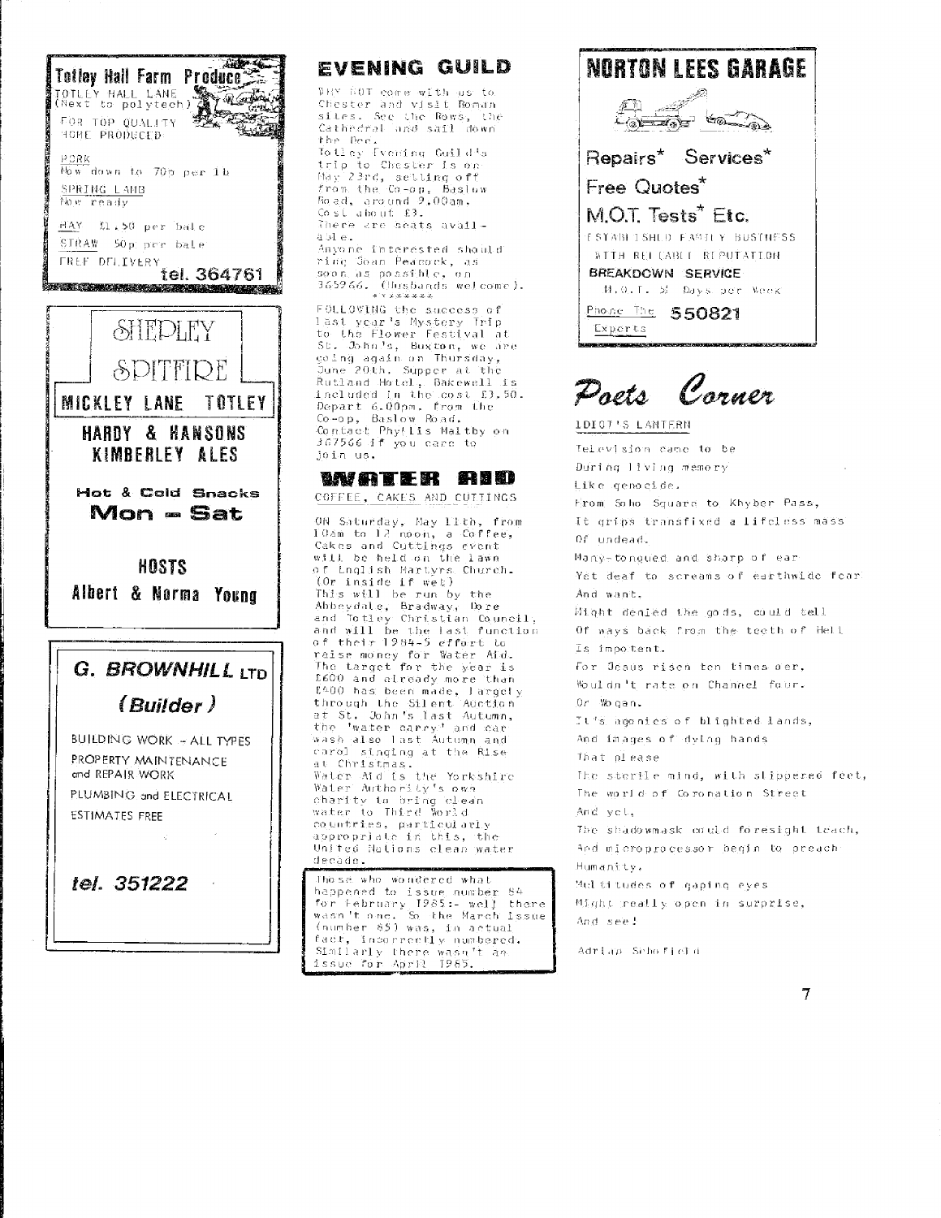## Totley Hall Farm Produce

TOTLEY HALL LANE
(Next to polytech)

FOR TOP QUALITY
HOME PRODUCED

PORK
Now down to 70p per lb

SPRING LAMB
Now ready

HAY £1.50 per bale

STRAW 50p per bale

FREE DELIVERY

tel. 364761

---

## SHEPLEY SPITFIRE

**MICKLEY LANE TOTLEY**

**HARDY & HANSONS KIMBERLEY ALES**

**Hot & Cold Snacks**
**Mon – Sat**

**HOSTS**
**Albert & Norma Young**

---

## G. BROWNHILL LTD

***(Builder)***

BUILDING WORK – ALL TYPES

PROPERTY MAINTENANCE and REPAIR WORK

PLUMBING and ELECTRICAL

ESTIMATES FREE

***tel. 351222***

---

# EVENING GUILD

WHY NOT come with us to Chester and visit Roman sites. See the Rows, the Cathedral and sail down the Dee.
Totley Evening Guild's trip to Chester is on May 23rd, setting off from the Co-op, Baslow Road, around 9.00am. Cost about £3.
There are seats available.
Anyone interested should ring Joan Peacock, as soon as possible, on 365966. (Husbands welcome).

\* \* \* \* \* \* \* \*

FOLLOWING the success of last year's Mystery Trip to the Flower Festival at St. John's, Buxton, we are going again on Thursday, June 20th. Supper at the Rutland Hotel, Bakewell is included in the cost £3.50. Depart 6.00pm. from the Co-op, Baslow Road.
Contact Phyllis Maltby on 367566 if you care to join us.

# WATER AID

COFFEE, CAKES AND CUTTINGS

ON Saturday, May 11th, from 10am to 12 noon, a Coffee, Cakes and Cuttings event will be held on the lawn of English Martyrs Church. (Or inside if wet)
This will be run by the Abbeydale, Bradway, Dore and Totley Christian Council, and will be the last function of their 1984-5 effort to raise money for Water Aid. The target for the year is £600 and already more than £400 has been made, largely through the Silent Auction at St. John's last Autumn, the 'water carry' and car wash also last Autumn and carol singing at the Rise at Christmas.
Water Aid is the Yorkshire Water Authority's own charity to bring clean water to Third World countries, particularly appropriate in this, the United Nations clean water decade.

---

Those who wondered what happened to issue number 84 for February 1985:- well there wasn't one. So the March issue (number 85) was, in actual fact, incorrectly numbered. Similarly there wasn't an issue for April 1985.

---

## NORTON LEES GARAGE

Repairs\* Services\*

Free Quotes\*

M.O.T. Tests\* Etc.

ESTABLISHED FAMILY BUSINESS
WITH RELIABLE REPUTATION

**BREAKDOWN SERVICE**

M.O.T. 5½ Days per Week

Phone The Experts **550821**

---

# *Poets Corner*

IDIOT'S LANTERN

Television came to be
During living memory
Like genocide.
From Soho Square to Khyber Pass,
It grips transfixed a lifeless mass
Of undead.
Many-tongued and sharp of ear
Yet deaf to screams of earthwide fear
And want.
Might denied the gods, could tell
Of ways back from the teeth of Hell
Is impotent.
For Jesus risen ten times o'er,
Wouldn't rate on Channel four.
Or Wogan.
It's agonies of blighted lands,
And images of dying hands
That please
The sterile mind, with slippered feet,
The world of Coronation Street
And yet,
The shadowmask could foresight teach,
And microprocessor begin to preach
Humanity.
Multitudes of gaping eyes
Might really open in surprise,
And see!

Adrian Schofield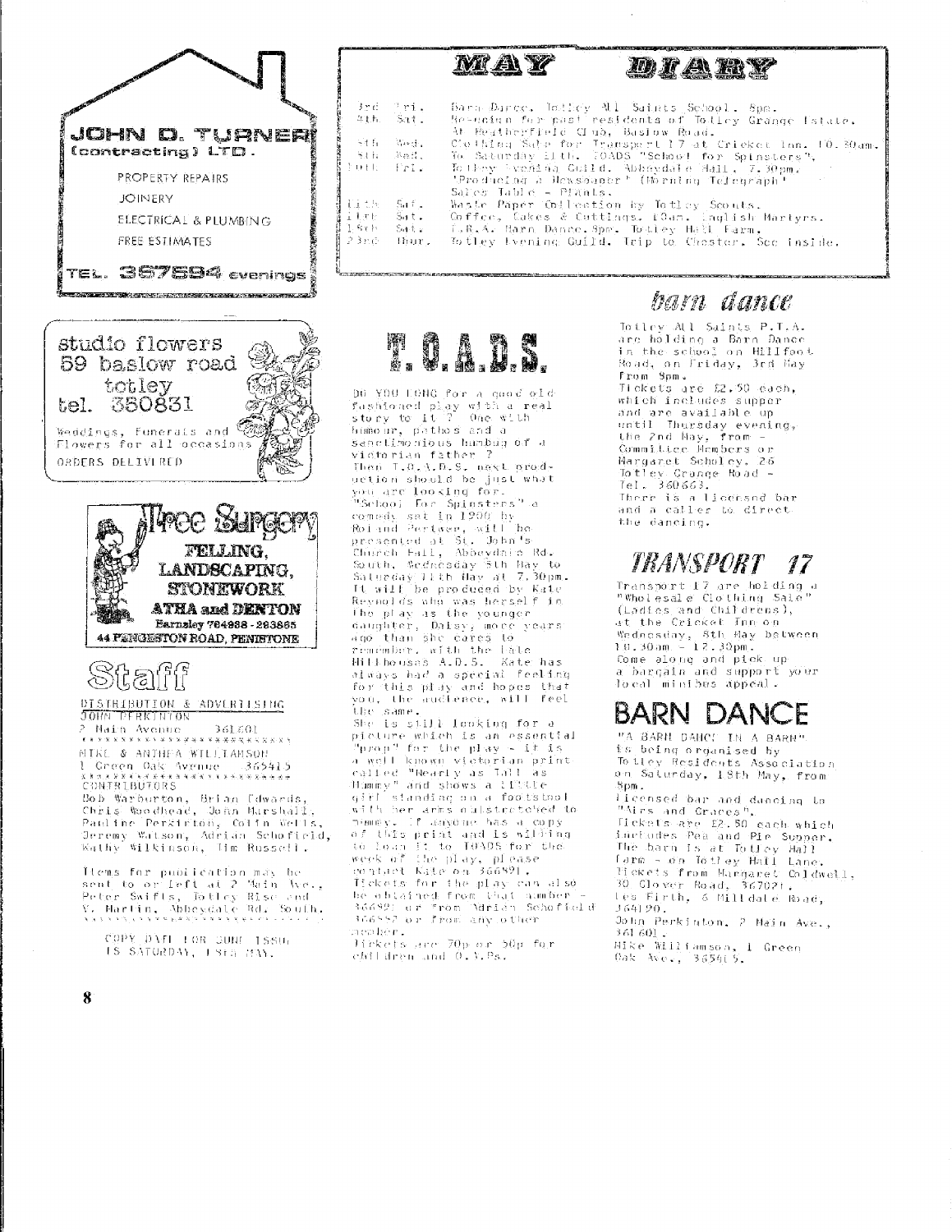JOHN D. TURNER (contracting) LTD.

PROPERTY REPAIRS

JOINERY

ELECTRICAL & PLUMBING

FREE ESTIMATES

TEL. 357594 evenings

# MAY DIARY

| | | |
|---|---|---|
| 3rd | Fri. | Barn Dance. Totley All Saints School. 8pm. |
| 4th | Sat. | Re-union for past residents of Totley Grange Estate. At Heatherfield Club, Baslow Road. |
| 8th | Wed. | Clothing Sale for Transport 17 at Cricket Inn. 10.30am. |
| 8th | Wed. | To Saturday 11th. TOADS "School for Spinsters". |
| 10th | Fri. | Totley Evening Guild. Abbeydale Hall. 7.30pm. 'Producing a Newspaper' (Morning Telegraph) Sales Table - Plants. |
| 11th | Sat. | Waste Paper Collection by Totley Scouts. |
| 11th | Sat. | Coffee, Cakes & Cuttings. 10am. English Martyrs. |
| 18th | Sat. | T.R.A. Barn Dance. 8pm. Totley Hall Farm. |
| 23rd | Thur. | Totley Evening Guild. Trip to Chester. See inside. |

studio flowers
59 baslow road
totley
tel. 350831

Weddings, Funerals and Flowers for all occasions

ORDERS DELIVERED

Tree Surgery

FELLING,
LANDSCAPING,
STONEWORK

ATHA and DENTON
Barnsley 764988 - 283865
44 PENGESTON ROAD, PENISTONE

# Staff

DISTRIBUTION & ADVERTISING
JOHN PERKINTON
2 Main Avenue 361601
\*\*\*\*\*\*\*\*\*\*\*\*\*\*\*\*\*\*\*\*\*\*\*\*\*\*

MIKE & ANTHEA WILLIAMSON
1 Green Oak Avenue 365415
\*\*\*\*\*\*\*\*\*\*\*\*\*\*\*\*\*\*\*\*\*\*\*\*\*\*

CONTRIBUTORS
Bob Warburton, Brian Edwards, Chris Woodhead, John Marshall, Pauline Perkinton, Colin Wells, Jeremy Watson, Adrian Schofield, Kathy Wilkinson, Tim Russell.

Items for publication may be sent to or left at 2 Main Ave., Peter Swifts, Totley Rise and V. Martin, Abbeydale Rd. South.
\*\*\*\*\*\*\*\*\*\*\*\*\*\*\*\*\*\*\*\*\*\*\*\*\*\*\*\*\*\*

COPY DATE FOR JUNE ISSUE IS SATURDAY, 18th MAY.

# T.O.A.D.S.

DO YOU LONG for a good old fashioned play with a real story to it ? One with humour, pathos and a sanctimonious humbug of a victorian father ? Then T.O.A.D.S. next production should be just what you are looking for. "School For Spinsters" a comedy set in 1900 by Roland Pertwee, will be presented at St. John's Church Hall, Abbeydale Rd. South, Wednesday 8th May to Saturday 11th May at 7.30pm. It will be produced by Kate Reynolds who was herself in the play as the younger daughter, Daisy, more years ago than she cares to remember, with the late Hillhouses A.D.S. Kate has always had a special feeling for this play and hopes that you, the audience, will feel the same.

She is still looking for a picture which is an essential "prop" for the play - it is a well known victorian print called "Nearly as Tall as Mammy" and shows a little girl standing on a footstool with her arms outstretched to mammy. If anyone has a copy of this print and is willing to loan it to TOADS for the week of the play, please contact Kate on 366891. Tickets for the play can also be obtained from that number - 366891 or from Adrian Schofield 366557 or from any other member.

Tickets are 70p or 50p for children and O.A.Ps.

## barn dance

Totley All Saints P.T.A. are holding a Barn Dance in the school on Hillfoot Road, on Friday, 3rd May from 8pm.

Tickets are £2.50 each, which includes supper and are available up until Thursday evening, the 2nd May, from - Committee Members or Margaret Scholey, 26 Totley Grange Road - Tel. 360663.

There is a licensed bar and a caller to direct the dancing.

## TRANSPORT 17

Transport 17 are holding a "Wholesale Clothing Sale" (Ladies and Childrens), at the Cricket Inn on Wednesday, 8th May between 10.30am - 12.30pm. Come along and pick up a bargain and support your local minibus appeal.

## BARN DANCE

"A BARN DANCE IN A BARN" is being organised by Totley Residents Association on Saturday, 18th May, from 8pm.

Licensed bar and dancing to "Airs and Graces".

Tickets are £2.50 each which includes Pea and Pie Supper. The barn is at Totley Hall Farm - on Totley Hall Lane. Tickets from Margaret Coldwell, 30 Clover Road, 367021. Les Firth, 6 Milldale Road, 364120. John Perkinton, 2 Main Ave., 361601. Mike Williamson, 1 Green Oak Ave., 365415.